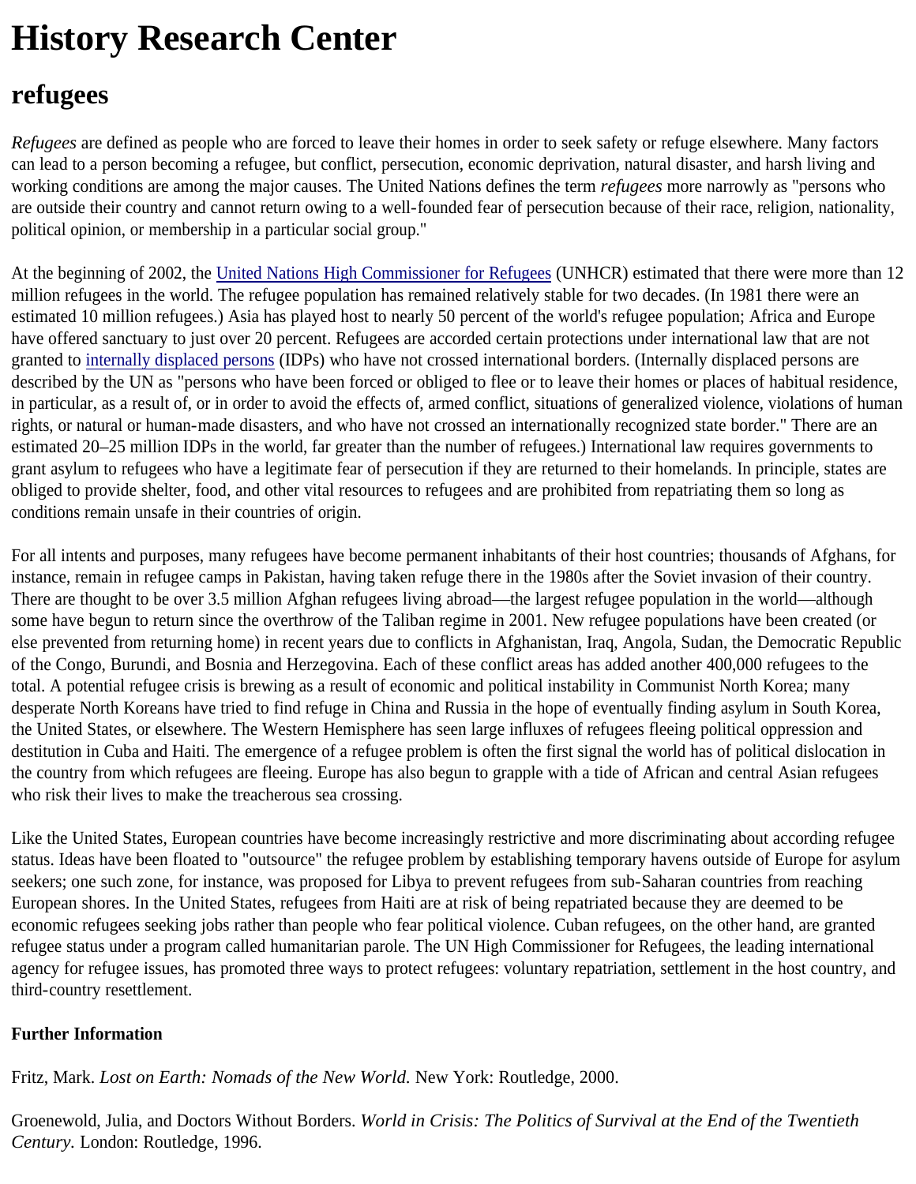# History Research Center

## refugees

*Refugees* are defined as people who are forced to leave their homes in order to seek safety or refuge elsewhere. Many factors can lead to a person becoming a refugee, but conflict, persecution, economic deprivation, natural disaster, and harsh living and working conditions are among the major causes. The United Nations defines the term *refugees* more narrowly as "persons who are outside their country and cannot return owing to a well-founded fear of persecution because of their race, religion, nationality, political opinion, or membership in a particular social group."

At the beginning of 2002, the United Nations High Commissioner for Refugees (UNHCR) estimated that there were more than 12 million refugees in the world. The refugee population has remained relatively stable for two decades. (In 1981 there were an estimated 10 million refugees.) Asia has played host to nearly 50 percent of the world's refugee population; Africa and Europe have offered sanctuary to just over 20 percent. Refugees are accorded certain protections under international law that are not granted to internally displaced persons (IDPs) who have not crossed international borders. (Internally displaced persons are described by the UN as "persons who have been forced or obliged to flee or to leave their homes or places of habitual residence, in particular, as a result of, or in order to avoid the effects of, armed conflict, situations of generalized violence, violations of human rights, or natural or human-made disasters, and who have not crossed an internationally recognized state border." There are an estimated 20–25 million IDPs in the world, far greater than the number of refugees.) International law requires governments to grant asylum to refugees who have a legitimate fear of persecution if they are returned to their homelands. In principle, states are obliged to provide shelter, food, and other vital resources to refugees and are prohibited from repatriating them so long as conditions remain unsafe in their countries of origin.

For all intents and purposes, many refugees have become permanent inhabitants of their host countries; thousands of Afghans, for instance, remain in refugee camps in Pakistan, having taken refuge there in the 1980s after the Soviet invasion of their country. There are thought to be over 3.5 million Afghan refugees living abroad—the largest refugee population in the world—although some have begun to return since the overthrow of the Taliban regime in 2001. New refugee populations have been created (or else prevented from returning home) in recent years due to conflicts in Afghanistan, Iraq, Angola, Sudan, the Democratic Republic of the Congo, Burundi, and Bosnia and Herzegovina. Each of these conflict areas has added another 400,000 refugees to the total. A potential refugee crisis is brewing as a result of economic and political instability in Communist North Korea; many desperate North Koreans have tried to find refuge in China and Russia in the hope of eventually finding asylum in South Korea, the United States, or elsewhere. The Western Hemisphere has seen large influxes of refugees fleeing political oppression and destitution in Cuba and Haiti. The emergence of a refugee problem is often the first signal the world has of political dislocation in the country from which refugees are fleeing. Europe has also begun to grapple with a tide of African and central Asian refugees who risk their lives to make the treacherous sea crossing.

Like the United States, European countries have become increasingly restrictive and more discriminating about according refugee status. Ideas have been floated to "outsource" the refugee problem by establishing temporary havens outside of Europe for asylum seekers; one such zone, for instance, was proposed for Libya to prevent refugees from sub-Saharan countries from reaching European shores. In the United States, refugees from Haiti are at risk of being repatriated because they are deemed to be economic refugees seeking jobs rather than people who fear political violence. Cuban refugees, on the other hand, are granted refugee status under a program called humanitarian parole. The UN High Commissioner for Refugees, the leading international agency for refugee issues, has promoted three ways to protect refugees: voluntary repatriation, settlement in the host country, and third-country resettlement.

**Further Information**

Fritz, Mark. *Lost on Earth: Nomads of the New World.* New York: Routledge, 2000.

Groenewold, Julia, and Doctors Without Borders. *World in Crisis: The Politics of Survival at the End of the Twentieth Century.* London: Routledge, 1996.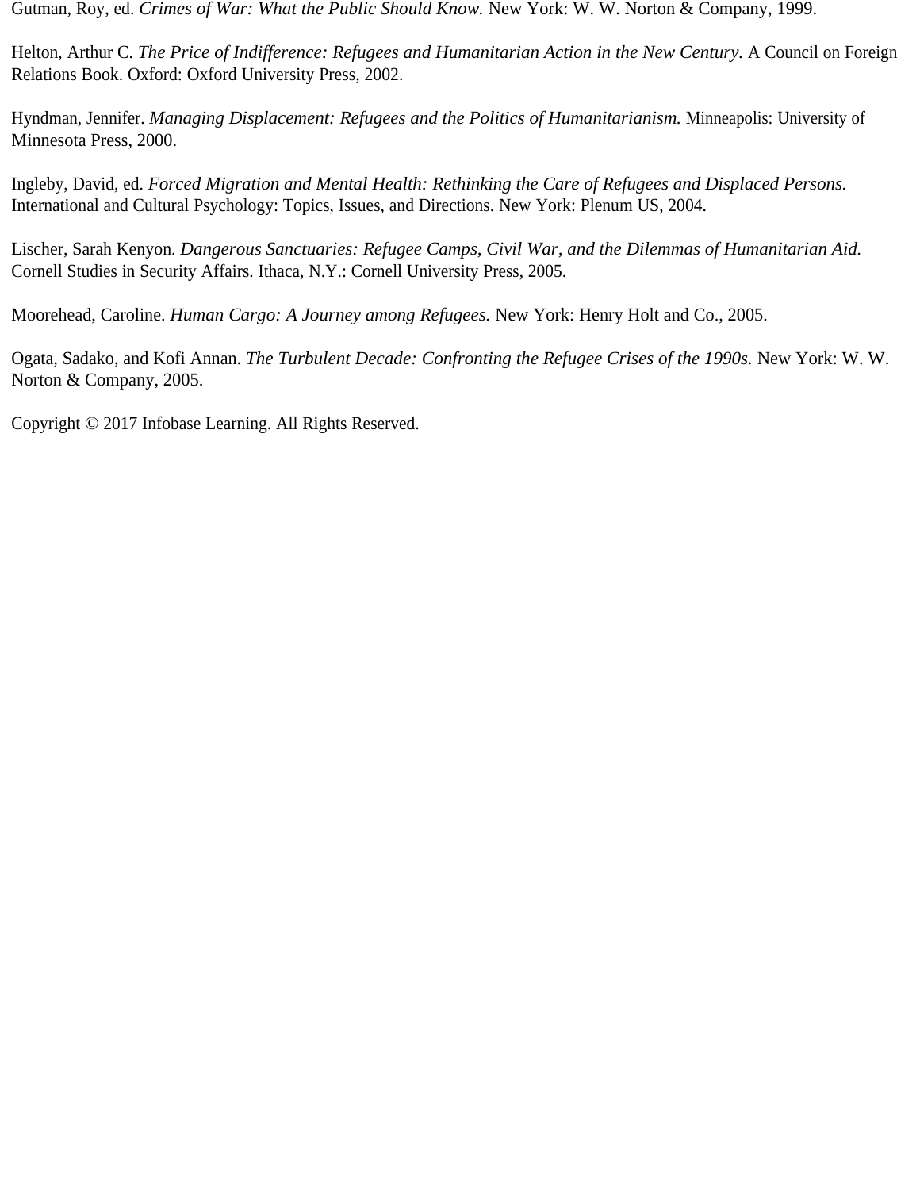Gutman, Roy, ed. *Crimes of War: What the Public Should Know.* New York: W. W. Norton & Company, 1999.

Helton, Arthur C. *The Price of Indifference: Refugees and Humanitarian Action in the New Century.* A Council on Foreign Relations Book. Oxford: Oxford University Press, 2002.

Hyndman, Jennifer. *Managing Displacement: Refugees and the Politics of Humanitarianism.* Minneapolis: University of Minnesota Press, 2000.

Ingleby, David, ed. *Forced Migration and Mental Health: Rethinking the Care of Refugees and Displaced Persons.* International and Cultural Psychology: Topics, Issues, and Directions. New York: Plenum US, 2004.

Lischer, Sarah Kenyon. *Dangerous Sanctuaries: Refugee Camps, Civil War, and the Dilemmas of Humanitarian Aid.* Cornell Studies in Security Affairs. Ithaca, N.Y.: Cornell University Press, 2005.

Moorehead, Caroline. *Human Cargo: A Journey among Refugees.* New York: Henry Holt and Co., 2005.

Ogata, Sadako, and Kofi Annan. *The Turbulent Decade: Confronting the Refugee Crises of the 1990s.* New York: W. W. Norton & Company, 2005.

Copyright © 2017 Infobase Learning. All Rights Reserved.